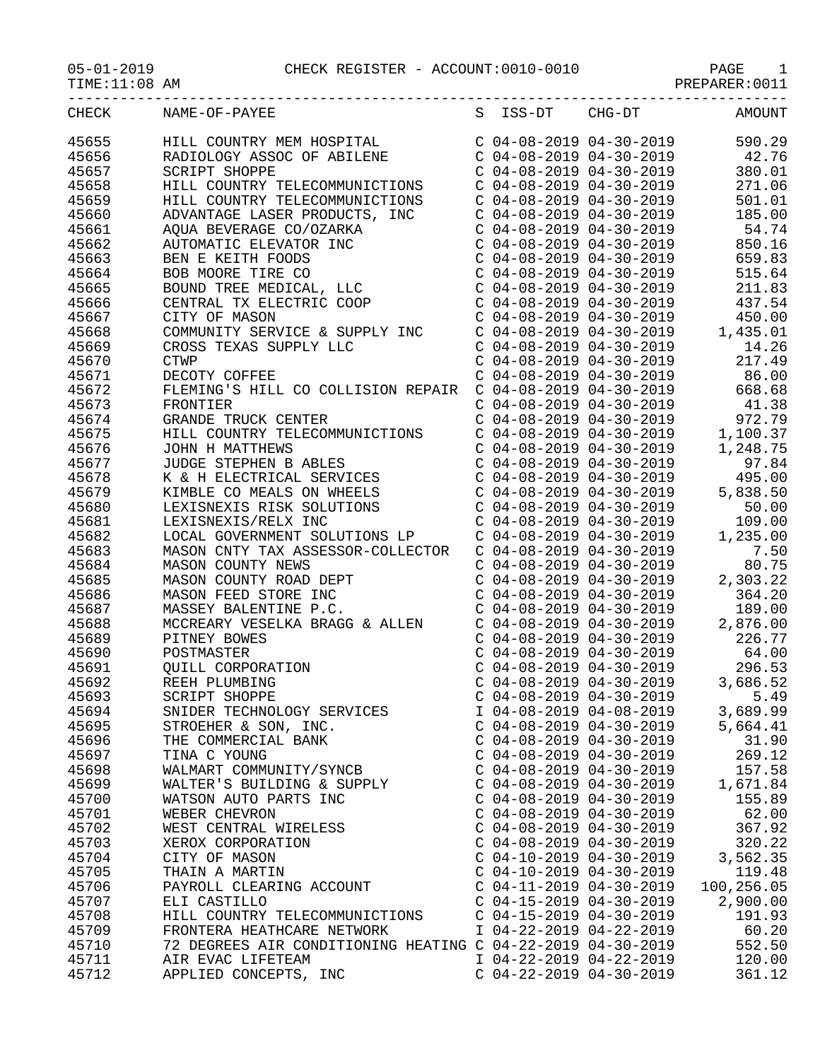05-01-2019 CHECK REGISTER - ACCOUNT:0010-0010

TIME:11:08 AM PREPARER:0011

| CHECK | NAME-OF-PAYEE | S | ISS-DT | CHG-DT | AMOUNT |
|---|---|---|---|---|---|
| 45655 | HILL COUNTRY MEM HOSPITAL | C | 04-08-2019 | 04-30-2019 | 590.29 |
| 45656 | RADIOLOGY ASSOC OF ABILENE | C | 04-08-2019 | 04-30-2019 | 42.76 |
| 45657 | SCRIPT SHOPPE | C | 04-08-2019 | 04-30-2019 | 380.01 |
| 45658 | HILL COUNTRY TELECOMMUNICTIONS | C | 04-08-2019 | 04-30-2019 | 271.06 |
| 45659 | HILL COUNTRY TELECOMMUNICTIONS | C | 04-08-2019 | 04-30-2019 | 501.01 |
| 45660 | ADVANTAGE LASER PRODUCTS, INC | C | 04-08-2019 | 04-30-2019 | 185.00 |
| 45661 | AQUA BEVERAGE CO/OZARKA | C | 04-08-2019 | 04-30-2019 | 54.74 |
| 45662 | AUTOMATIC ELEVATOR INC | C | 04-08-2019 | 04-30-2019 | 850.16 |
| 45663 | BEN E KEITH FOODS | C | 04-08-2019 | 04-30-2019 | 659.83 |
| 45664 | BOB MOORE TIRE CO | C | 04-08-2019 | 04-30-2019 | 515.64 |
| 45665 | BOUND TREE MEDICAL, LLC | C | 04-08-2019 | 04-30-2019 | 211.83 |
| 45666 | CENTRAL TX ELECTRIC COOP | C | 04-08-2019 | 04-30-2019 | 437.54 |
| 45667 | CITY OF MASON | C | 04-08-2019 | 04-30-2019 | 450.00 |
| 45668 | COMMUNITY SERVICE & SUPPLY INC | C | 04-08-2019 | 04-30-2019 | 1,435.01 |
| 45669 | CROSS TEXAS SUPPLY LLC | C | 04-08-2019 | 04-30-2019 | 14.26 |
| 45670 | CTWP | C | 04-08-2019 | 04-30-2019 | 217.49 |
| 45671 | DECOTY COFFEE | C | 04-08-2019 | 04-30-2019 | 86.00 |
| 45672 | FLEMING'S HILL CO COLLISION REPAIR | C | 04-08-2019 | 04-30-2019 | 668.68 |
| 45673 | FRONTIER | C | 04-08-2019 | 04-30-2019 | 41.38 |
| 45674 | GRANDE TRUCK CENTER | C | 04-08-2019 | 04-30-2019 | 972.79 |
| 45675 | HILL COUNTRY TELECOMMUNICTIONS | C | 04-08-2019 | 04-30-2019 | 1,100.37 |
| 45676 | JOHN H MATTHEWS | C | 04-08-2019 | 04-30-2019 | 1,248.75 |
| 45677 | JUDGE STEPHEN B ABLES | C | 04-08-2019 | 04-30-2019 | 97.84 |
| 45678 | K & H ELECTRICAL SERVICES | C | 04-08-2019 | 04-30-2019 | 495.00 |
| 45679 | KIMBLE CO MEALS ON WHEELS | C | 04-08-2019 | 04-30-2019 | 5,838.50 |
| 45680 | LEXISNEXIS RISK SOLUTIONS | C | 04-08-2019 | 04-30-2019 | 50.00 |
| 45681 | LEXISNEXIS/RELX INC | C | 04-08-2019 | 04-30-2019 | 109.00 |
| 45682 | LOCAL GOVERNMENT SOLUTIONS LP | C | 04-08-2019 | 04-30-2019 | 1,235.00 |
| 45683 | MASON CNTY TAX ASSESSOR-COLLECTOR | C | 04-08-2019 | 04-30-2019 | 7.50 |
| 45684 | MASON COUNTY NEWS | C | 04-08-2019 | 04-30-2019 | 80.75 |
| 45685 | MASON COUNTY ROAD DEPT | C | 04-08-2019 | 04-30-2019 | 2,303.22 |
| 45686 | MASON FEED STORE INC | C | 04-08-2019 | 04-30-2019 | 364.20 |
| 45687 | MASSEY BALENTINE P.C. | C | 04-08-2019 | 04-30-2019 | 189.00 |
| 45688 | MCCREARY VESELKA BRAGG & ALLEN | C | 04-08-2019 | 04-30-2019 | 2,876.00 |
| 45689 | PITNEY BOWES | C | 04-08-2019 | 04-30-2019 | 226.77 |
| 45690 | POSTMASTER | C | 04-08-2019 | 04-30-2019 | 64.00 |
| 45691 | QUILL CORPORATION | C | 04-08-2019 | 04-30-2019 | 296.53 |
| 45692 | REEH PLUMBING | C | 04-08-2019 | 04-30-2019 | 3,686.52 |
| 45693 | SCRIPT SHOPPE | C | 04-08-2019 | 04-30-2019 | 5.49 |
| 45694 | SNIDER TECHNOLOGY SERVICES | I | 04-08-2019 | 04-08-2019 | 3,689.99 |
| 45695 | STROEHER & SON, INC. | C | 04-08-2019 | 04-30-2019 | 5,664.41 |
| 45696 | THE COMMERCIAL BANK | C | 04-08-2019 | 04-30-2019 | 31.90 |
| 45697 | TINA C YOUNG | C | 04-08-2019 | 04-30-2019 | 269.12 |
| 45698 | WALMART COMMUNITY/SYNCB | C | 04-08-2019 | 04-30-2019 | 157.58 |
| 45699 | WALTER'S BUILDING & SUPPLY | C | 04-08-2019 | 04-30-2019 | 1,671.84 |
| 45700 | WATSON AUTO PARTS INC | C | 04-08-2019 | 04-30-2019 | 155.89 |
| 45701 | WEBER CHEVRON | C | 04-08-2019 | 04-30-2019 | 62.00 |
| 45702 | WEST CENTRAL WIRELESS | C | 04-08-2019 | 04-30-2019 | 367.92 |
| 45703 | XEROX CORPORATION | C | 04-08-2019 | 04-30-2019 | 320.22 |
| 45704 | CITY OF MASON | C | 04-10-2019 | 04-30-2019 | 3,562.35 |
| 45705 | THAIN A MARTIN | C | 04-10-2019 | 04-30-2019 | 119.48 |
| 45706 | PAYROLL CLEARING ACCOUNT | C | 04-11-2019 | 04-30-2019 | 100,256.05 |
| 45707 | ELI CASTILLO | C | 04-15-2019 | 04-30-2019 | 2,900.00 |
| 45708 | HILL COUNTRY TELECOMMUNICTIONS | C | 04-15-2019 | 04-30-2019 | 191.93 |
| 45709 | FRONTERA HEATHCARE NETWORK | I | 04-22-2019 | 04-22-2019 | 60.20 |
| 45710 | 72 DEGREES AIR CONDITIONING HEATING | C | 04-22-2019 | 04-30-2019 | 552.50 |
| 45711 | AIR EVAC LIFETEAM | I | 04-22-2019 | 04-22-2019 | 120.00 |
| 45712 | APPLIED CONCEPTS, INC | C | 04-22-2019 | 04-30-2019 | 361.12 |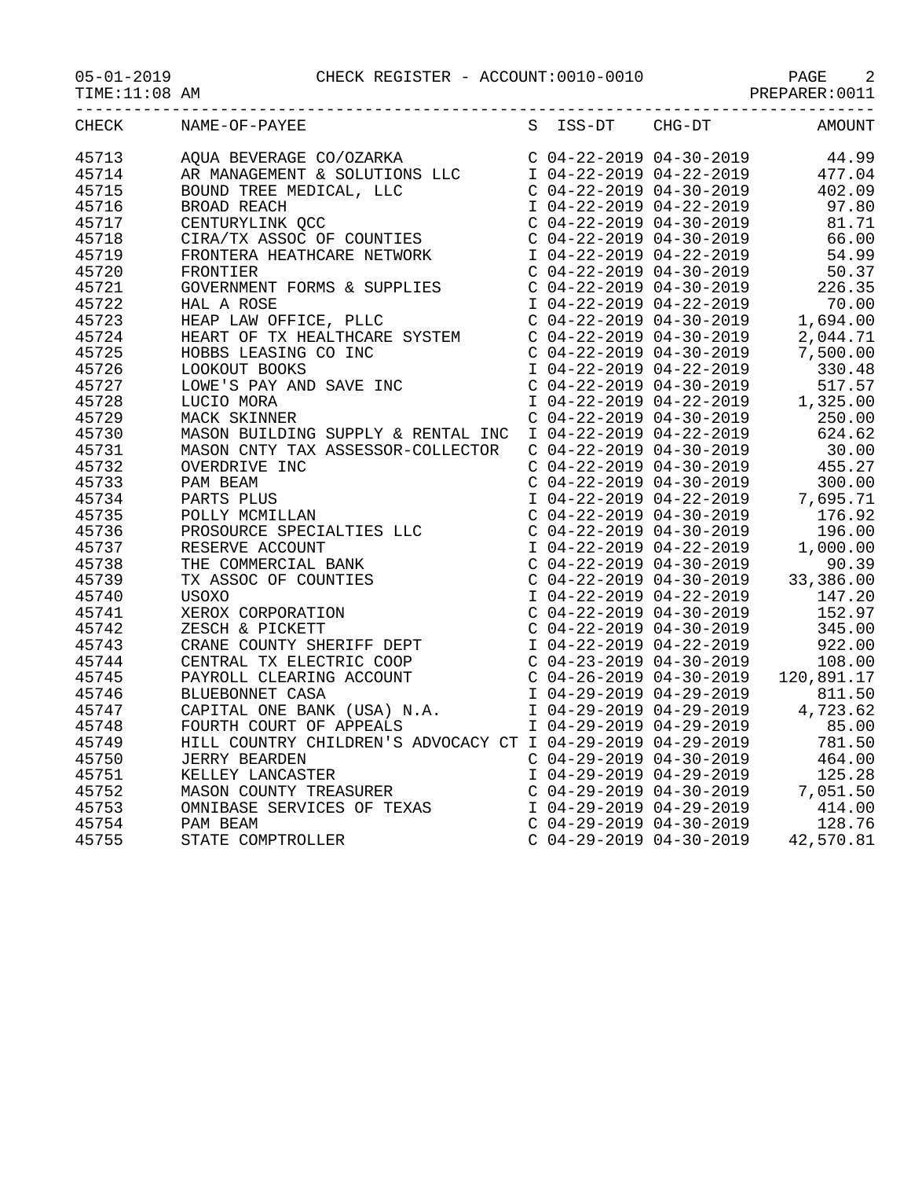05-01-2019 CHECK REGISTER - ACCOUNT:0010-0010

TIME:11:08 AM PREPARER:0011

| CHECK | NAME-OF-PAYEE | S | ISS-DT | CHG-DT | AMOUNT |
|---|---|---|---|---|---|
| 45713 | AQUA BEVERAGE CO/OZARKA | C | 04-22-2019 | 04-30-2019 | 44.99 |
| 45714 | AR MANAGEMENT & SOLUTIONS LLC | I | 04-22-2019 | 04-22-2019 | 477.04 |
| 45715 | BOUND TREE MEDICAL, LLC | C | 04-22-2019 | 04-30-2019 | 402.09 |
| 45716 | BROAD REACH | I | 04-22-2019 | 04-22-2019 | 97.80 |
| 45717 | CENTURYLINK QCC | C | 04-22-2019 | 04-30-2019 | 81.71 |
| 45718 | CIRA/TX ASSOC OF COUNTIES | C | 04-22-2019 | 04-30-2019 | 66.00 |
| 45719 | FRONTERA HEATHCARE NETWORK | I | 04-22-2019 | 04-22-2019 | 54.99 |
| 45720 | FRONTIER | C | 04-22-2019 | 04-30-2019 | 50.37 |
| 45721 | GOVERNMENT FORMS & SUPPLIES | C | 04-22-2019 | 04-30-2019 | 226.35 |
| 45722 | HAL A ROSE | I | 04-22-2019 | 04-22-2019 | 70.00 |
| 45723 | HEAP LAW OFFICE, PLLC | C | 04-22-2019 | 04-30-2019 | 1,694.00 |
| 45724 | HEART OF TX HEALTHCARE SYSTEM | C | 04-22-2019 | 04-30-2019 | 2,044.71 |
| 45725 | HOBBS LEASING CO INC | C | 04-22-2019 | 04-30-2019 | 7,500.00 |
| 45726 | LOOKOUT BOOKS | I | 04-22-2019 | 04-22-2019 | 330.48 |
| 45727 | LOWE'S PAY AND SAVE INC | C | 04-22-2019 | 04-30-2019 | 517.57 |
| 45728 | LUCIO MORA | I | 04-22-2019 | 04-22-2019 | 1,325.00 |
| 45729 | MACK SKINNER | C | 04-22-2019 | 04-30-2019 | 250.00 |
| 45730 | MASON BUILDING SUPPLY & RENTAL INC | I | 04-22-2019 | 04-22-2019 | 624.62 |
| 45731 | MASON CNTY TAX ASSESSOR-COLLECTOR | C | 04-22-2019 | 04-30-2019 | 30.00 |
| 45732 | OVERDRIVE INC | C | 04-22-2019 | 04-30-2019 | 455.27 |
| 45733 | PAM BEAM | C | 04-22-2019 | 04-30-2019 | 300.00 |
| 45734 | PARTS PLUS | I | 04-22-2019 | 04-22-2019 | 7,695.71 |
| 45735 | POLLY MCMILLAN | C | 04-22-2019 | 04-30-2019 | 176.92 |
| 45736 | PROSOURCE SPECIALTIES LLC | C | 04-22-2019 | 04-30-2019 | 196.00 |
| 45737 | RESERVE ACCOUNT | I | 04-22-2019 | 04-22-2019 | 1,000.00 |
| 45738 | THE COMMERCIAL BANK | C | 04-22-2019 | 04-30-2019 | 90.39 |
| 45739 | TX ASSOC OF COUNTIES | C | 04-22-2019 | 04-30-2019 | 33,386.00 |
| 45740 | USOXO | I | 04-22-2019 | 04-22-2019 | 147.20 |
| 45741 | XEROX CORPORATION | C | 04-22-2019 | 04-30-2019 | 152.97 |
| 45742 | ZESCH & PICKETT | C | 04-22-2019 | 04-30-2019 | 345.00 |
| 45743 | CRANE COUNTY SHERIFF DEPT | I | 04-22-2019 | 04-22-2019 | 922.00 |
| 45744 | CENTRAL TX ELECTRIC COOP | C | 04-23-2019 | 04-30-2019 | 108.00 |
| 45745 | PAYROLL CLEARING ACCOUNT | C | 04-26-2019 | 04-30-2019 | 120,891.17 |
| 45746 | BLUEBONNET CASA | I | 04-29-2019 | 04-29-2019 | 811.50 |
| 45747 | CAPITAL ONE BANK (USA) N.A. | I | 04-29-2019 | 04-29-2019 | 4,723.62 |
| 45748 | FOURTH COURT OF APPEALS | I | 04-29-2019 | 04-29-2019 | 85.00 |
| 45749 | HILL COUNTRY CHILDREN'S ADVOCACY CT | I | 04-29-2019 | 04-29-2019 | 781.50 |
| 45750 | JERRY BEARDEN | C | 04-29-2019 | 04-30-2019 | 464.00 |
| 45751 | KELLEY LANCASTER | I | 04-29-2019 | 04-29-2019 | 125.28 |
| 45752 | MASON COUNTY TREASURER | C | 04-29-2019 | 04-30-2019 | 7,051.50 |
| 45753 | OMNIBASE SERVICES OF TEXAS | I | 04-29-2019 | 04-29-2019 | 414.00 |
| 45754 | PAM BEAM | C | 04-29-2019 | 04-30-2019 | 128.76 |
| 45755 | STATE COMPTROLLER | C | 04-29-2019 | 04-30-2019 | 42,570.81 |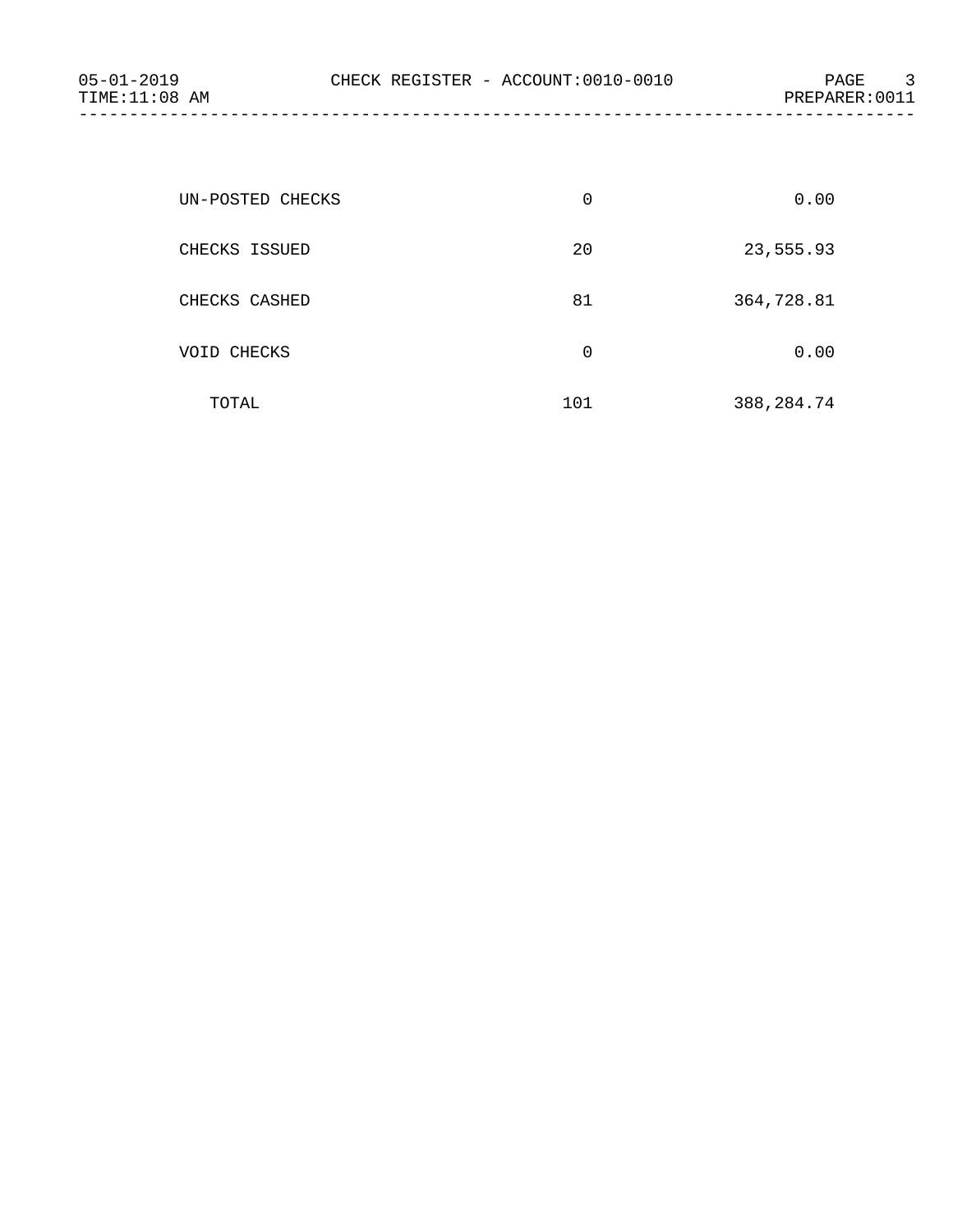| | | |
|---|---|---|
| UN-POSTED CHECKS | 0 | 0.00 |
| CHECKS ISSUED | 20 | 23,555.93 |
| CHECKS CASHED | 81 | 364,728.81 |
| VOID CHECKS | 0 | 0.00 |
| TOTAL | 101 | 388,284.74 |